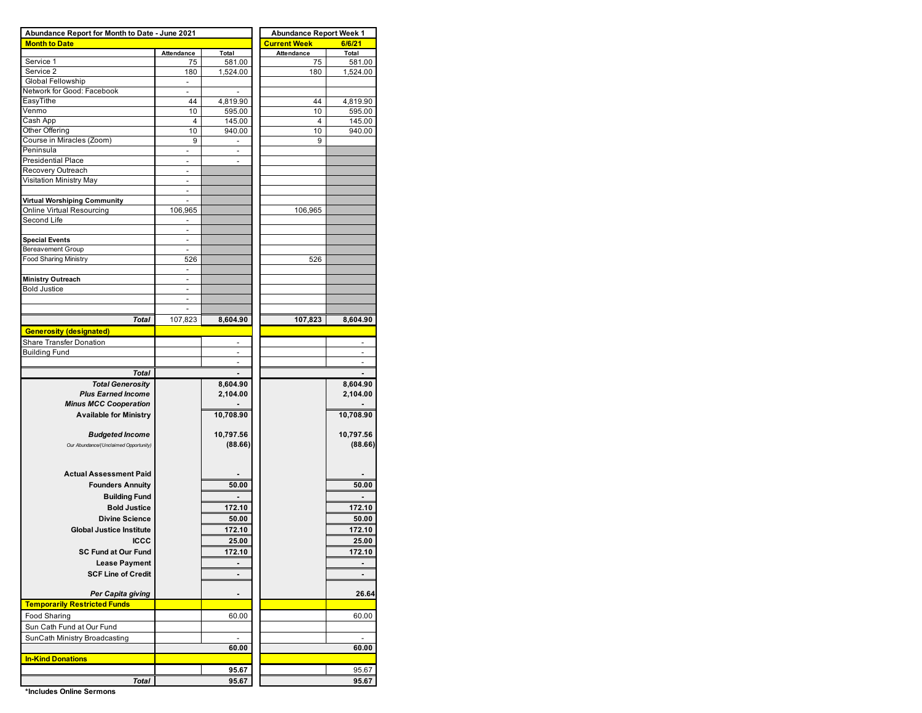| Abundance Report for Month to Date - June 2021 | | | Abundance Report Week 1 | |
|---|---|---|---|---|
| **Month to Date** | | | **Current Week** | **6/6/21** |
| | Attendance | Total | Attendance | Total |
| Service 1 | 75 | 581.00 | 75 | 581.00 |
| Service 2 | 180 | 1,524.00 | 180 | 1,524.00 |
| Global Fellowship | - | | | |
| Network for Good: Facebook | - | - | | |
| EasyTithe | 44 | 4,819.90 | 44 | 4,819.90 |
| Venmo | 10 | 595.00 | 10 | 595.00 |
| Cash App | 4 | 145.00 | 4 | 145.00 |
| Other Offering | 10 | 940.00 | 10 | 940.00 |
| Course in Miracles (Zoom) | 9 | - | 9 | |
| Peninsula | - | - | | |
| Presidential Place | - | - | | |
| Recovery Outreach | - | | | |
| Visitation Ministry May | - | | | |
| | - | | | |
| **Virtual Worshiping Community** | - | | | |
| Online Virtual Resourcing | 106,965 | | 106,965 | |
| Second Life | - | | | |
| | - | | | |
| **Special Events** | - | | | |
| Bereavement Group | - | | | |
| Food Sharing Ministry | 526 | | 526 | |
| | - | | | |
| **Ministry Outreach** | - | | | |
| Bold Justice | - | | | |
| | - | | | |
| | - | | | |
| ***Total*** | 107,823 | **8,604.90** | **107,823** | **8,604.90** |
| **Generosity (designated)** | | | | |
| Share Transfer Donation | | - | | - |
| Building Fund | | - | | - |
| | | - | | - |
| ***Total*** | | **-** | | **-** |
| ***Total Generosity*** | | **8,604.90** | | **8,604.90** |
| ***Plus Earned Income*** | | **2,104.00** | | **2,104.00** |
| ***Minus MCC Cooperation*** | | **-** | | **-** |
| **Available for Ministry** | | **10,708.90** | | **10,708.90** |
| ***Budgeted Income*** | | **10,797.56** | | **10,797.56** |
| *Our Abundance/(Unclaimed Opportunity)* | | **(88.66)** | | **(88.66)** |
| **Actual Assessment Paid** | | **-** | | **-** |
| **Founders Annuity** | | **50.00** | | **50.00** |
| **Building Fund** | | **-** | | **-** |
| **Bold Justice** | | **172.10** | | **172.10** |
| **Divine Science** | | **50.00** | | **50.00** |
| **Global Justice Institute** | | **172.10** | | **172.10** |
| **ICCC** | | **25.00** | | **25.00** |
| **SC Fund at Our Fund** | | **172.10** | | **172.10** |
| **Lease Payment** | | **-** | | **-** |
| **SCF Line of Credit** | | **-** | | **-** |
| ***Per Capita giving*** | | **-** | | **26.64** |
| **Temporarily Restricted Funds** | | | | |
| Food Sharing | | 60.00 | | 60.00 |
| Sun Cath Fund at Our Fund | | | | |
| SunCath Ministry Broadcasting | | - | | - |
| | | **60.00** | | **60.00** |
| **In-Kind Donations** | | | | |
| | | 95.67 | | 95.67 |
| ***Total*** | | 95.67 | | 95.67 |

**\*Includes Online Sermons**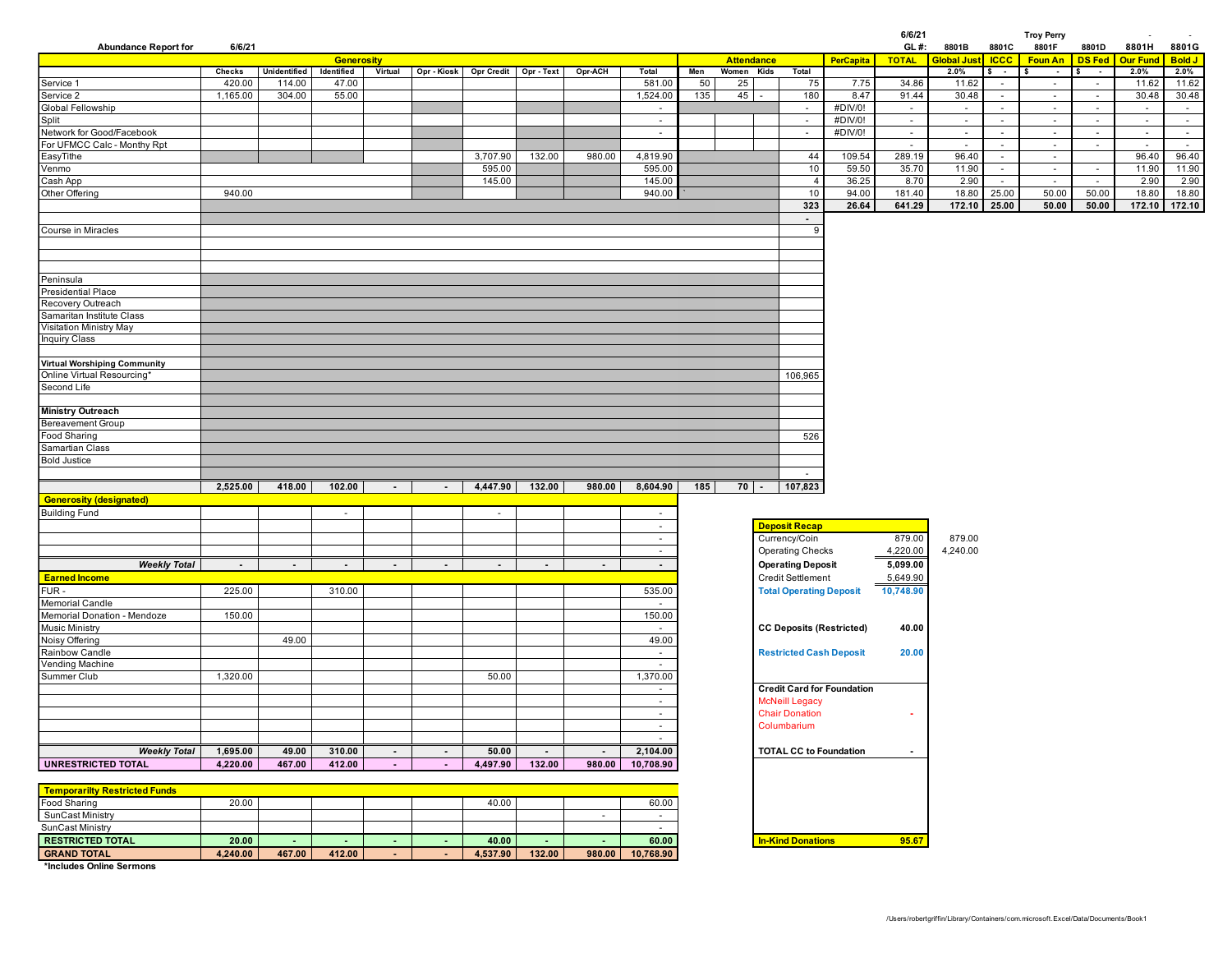**Abundance Report for** 6/6/21

| | Checks | Unidentified | Identified | Virtual | Opr - Kiosk | Opr Credit | Opr - Text | Opr-ACH | Total | Men | Women | Kids | Total | PerCapita | 6/6/21 GL #: TOTAL | 8801B Global Just 2.0% | 8801C ICCC $ - | Troy Perry 8801F Foun An $ - | 8801D DS Fed $ - | - 8801H Our Fund 2.0% | - 8801G Bold J 2.0% |
|---|---|---|---|---|---|---|---|---|---|---|---|---|---|---|---|---|---|---|---|---|---|
| | **Generosity** | | | | | | | | | **Attendance** | | | | | | | | | | | |
| Service 1 | 420.00 | 114.00 | 47.00 | | | | | | 581.00 | 50 | 25 | | 75 | 7.75 | 34.86 | 11.62 | - | - | - | 11.62 | 11.62 |
| Service 2 | 1,165.00 | 304.00 | 55.00 | | | | | | 1,524.00 | 135 | 45 | - | 180 | 8.47 | 91.44 | 30.48 | - | - | - | 30.48 | 30.48 |
| Global Fellowship | | | | | | | | | - | | | | - | #DIV/0! | - | - | - | - | - | - | - |
| Split | | | | | | | | | - | | | | - | #DIV/0! | - | - | - | - | - | - | - |
| Network for Good/Facebook | | | | | | | | | - | | | | - | #DIV/0! | - | - | - | - | - | - | - |
| For UFMCC Calc - Monthy Rpt | | | | | | | | | | | | | | | - | - | - | - | - | - | - |
| EasyTithe | | | | | | 3,707.90 | 132.00 | 980.00 | 4,819.90 | | | | 44 | 109.54 | 289.19 | 96.40 | - | - | | 96.40 | 96.40 |
| Venmo | | | | | | 595.00 | | | 595.00 | | | | 10 | 59.50 | 35.70 | 11.90 | - | - | - | 11.90 | 11.90 |
| Cash App | | | | | | 145.00 | | | 145.00 | | | | 4 | 36.25 | 8.70 | 2.90 | - | - | - | 2.90 | 2.90 |
| Other Offering | 940.00 | | | | | | | | 940.00 | | | | 10 | 94.00 | 181.40 | 18.80 | 25.00 | 50.00 | 50.00 | 18.80 | 18.80 |
| | | | | | | | | | | | | | **323** | **26.64** | **641.29** | **172.10** | **25.00** | **50.00** | **50.00** | **172.10** | **172.10** |
| | | | | | | | | | | | | | - | | | | | | | | |
| Course in Miracles | | | | | | | | | | | | | 9 | | | | | | | | |
| Peninsula | | | | | | | | | | | | | | | | | | | | | |
| Presidential Place | | | | | | | | | | | | | | | | | | | | | |
| Recovery Outreach | | | | | | | | | | | | | | | | | | | | | |
| Samaritan Institute Class | | | | | | | | | | | | | | | | | | | | | |
| Visitation Ministry May | | | | | | | | | | | | | | | | | | | | | |
| Inquiry Class | | | | | | | | | | | | | | | | | | | | | |
| **Virtual Worshiping Community** | | | | | | | | | | | | | | | | | | | | | |
| Online Virtual Resourcing* | | | | | | | | | | | | | 106,965 | | | | | | | | |
| Second Life | | | | | | | | | | | | | | | | | | | | | |
| **Ministry Outreach** | | | | | | | | | | | | | | | | | | | | | |
| Bereavement Group | | | | | | | | | | | | | | | | | | | | | |
| Food Sharing | | | | | | | | | | | | | 526 | | | | | | | | |
| Samartian Class | | | | | | | | | | | | | | | | | | | | | |
| Bold Justice | | | | | | | | | | | | | | | | | | | | | |
| | | | | | | | | | | | | | - | | | | | | | | |
| | **2,525.00** | **418.00** | **102.00** | **-** | **-** | **4,447.90** | **132.00** | **980.00** | **8,604.90** | **185** | **70** | **-** | **107,823** | | | | | | | | |

| | Checks | Unidentified | Identified | Virtual | Opr - Kiosk | Opr Credit | Opr - Text | Opr-ACH | Total |
|---|---|---|---|---|---|---|---|---|---|
| **Generosity (designated)** | | | | | | | | | |
| Building Fund | | | - | | | - | | | - |
| | | | | | | | | | - |
| | | | | | | | | | - |
| | | | | | | | | | - |
| ***Weekly Total*** | **-** | **-** | **-** | **-** | **-** | **-** | **-** | **-** | **-** |
| **Earned Income** | | | | | | | | | |
| FUR - | 225.00 | | 310.00 | | | | | | 535.00 |
| Memorial Candle | | | | | | | | | - |
| Memorial Donation - Mendoze | 150.00 | | | | | | | | 150.00 |
| Music Ministry | | | | | | | | | - |
| Noisy Offering | | 49.00 | | | | | | | 49.00 |
| Rainbow Candle | | | | | | | | | - |
| Vending Machine | | | | | | | | | - |
| Summer Club | 1,320.00 | | | | | 50.00 | | | 1,370.00 |
| | | | | | | | | | - |
| | | | | | | | | | - |
| | | | | | | | | | - |
| | | | | | | | | | - |
| | | | | | | | | | - |
| ***Weekly Total*** | **1,695.00** | **49.00** | **310.00** | **-** | **-** | **50.00** | **-** | **-** | **2,104.00** |
| **UNRESTRICTED TOTAL** | **4,220.00** | **467.00** | **412.00** | **-** | **-** | **4,497.90** | **132.00** | **980.00** | **10,708.90** |
| **Temporarilty Restricted Funds** | | | | | | | | | |
| Food Sharing | 20.00 | | | | | 40.00 | | | 60.00 |
| SunCast Ministry | | | | | | | | - | - |
| SunCast Ministry | | | | | | | | | - |
| **RESTRICTED TOTAL** | **20.00** | **-** | **-** | **-** | **-** | **40.00** | **-** | **-** | **60.00** |
| **GRAND TOTAL** | **4,240.00** | **467.00** | **412.00** | **-** | **-** | **4,537.90** | **132.00** | **980.00** | **10,768.90** |

**\*Includes Online Sermons**

| **Deposit Recap** | | |
|---|---|---|
| Currency/Coin | 879.00 | 879.00 |
| Operating Checks | 4,220.00 | 4,240.00 |
| **Operating Deposit** | **5,099.00** | |
| Credit Settlement | 5,649.90 | |
| **Total Operating Deposit** | **10,748.90** | |
| **CC Deposits (Restricted)** | **40.00** | |
| **Restricted Cash Deposit** | **20.00** | |
| **Credit Card for Foundation** | | |
| McNeill Legacy | | |
| Chair Donation | - | |
| Columbarium | | |
| **TOTAL CC to Foundation** | **-** | |
| **In-Kind Donations** | **95.67** | |